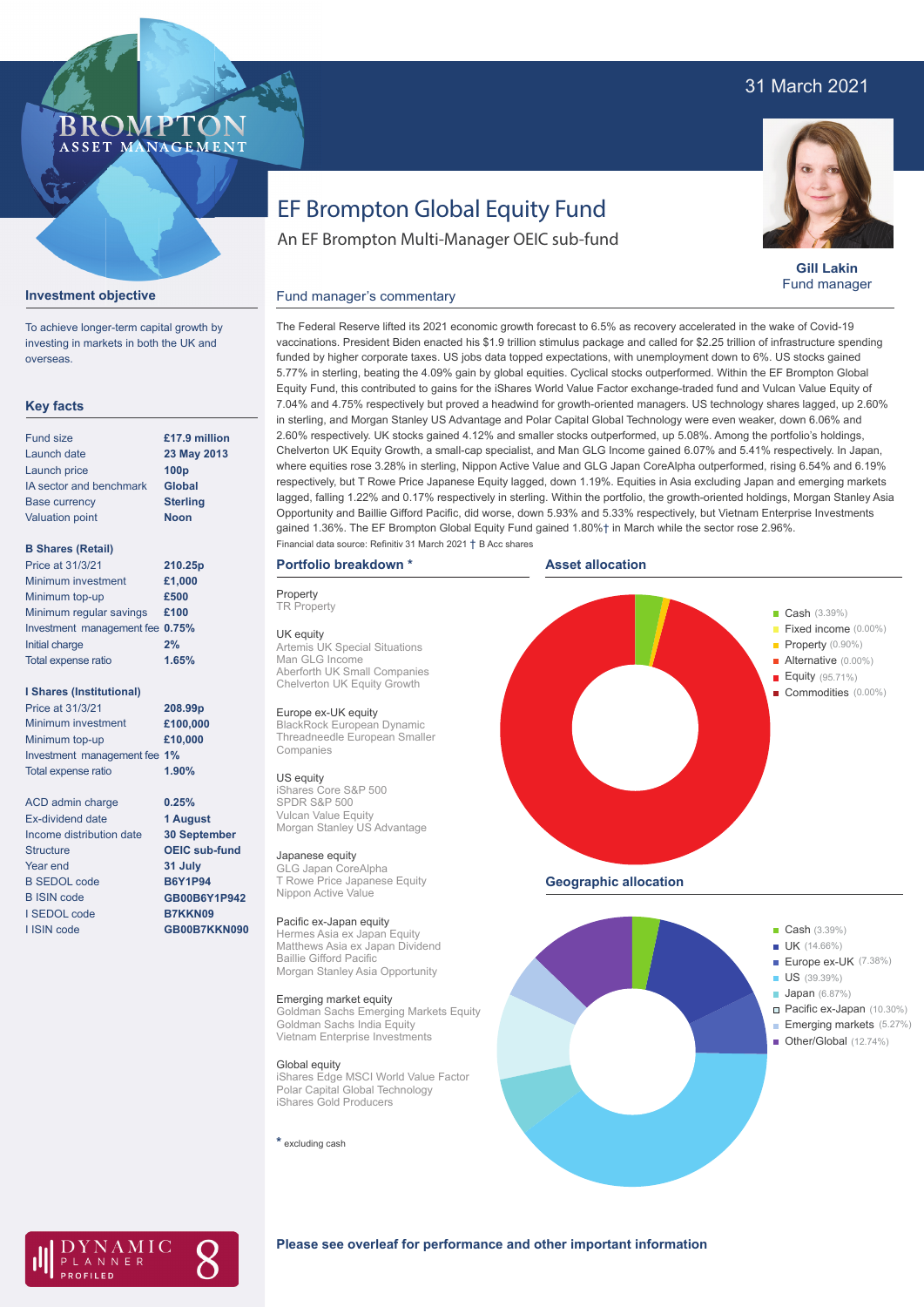31 March 2021

BROMPTON ASSET MANAGEMENT

# EF Brompton Global Equity Fund

An EF Brompton Multi-Manager OEIC sub-fund

**Gill Lakin**
Fund manager

## Investment objective

To achieve longer-term capital growth by investing in markets in both the UK and overseas.

## Key facts

| | |
|---|---|
| Fund size | **£17.9 million** |
| Launch date | **23 May 2013** |
| Launch price | **100p** |
| IA sector and benchmark | **Global** |
| Base currency | **Sterling** |
| Valuation point | **Noon** |

**B Shares (Retail)**

| | |
|---|---|
| Price at 31/3/21 | **210.25p** |
| Minimum investment | **£1,000** |
| Minimum top-up | **£500** |
| Minimum regular savings | **£100** |
| Investment management fee | **0.75%** |
| Initial charge | **2%** |
| Total expense ratio | **1.65%** |

**I Shares (Institutional)**

| | |
|---|---|
| Price at 31/3/21 | **208.99p** |
| Minimum investment | **£100,000** |
| Minimum top-up | **£10,000** |
| Investment management fee | **1%** |
| Total expense ratio | **1.90%** |

| | |
|---|---|
| ACD admin charge | **0.25%** |
| Ex-dividend date | **1 August** |
| Income distribution date | **30 September** |
| Structure | **OEIC sub-fund** |
| Year end | **31 July** |
| B SEDOL code | **B6Y1P94** |
| B ISIN code | **GB00B6Y1P942** |
| I SEDOL code | **B7KKN09** |
| I ISIN code | **GB00B7KKN090** |

## Fund manager's commentary

The Federal Reserve lifted its 2021 economic growth forecast to 6.5% as recovery accelerated in the wake of Covid-19 vaccinations. President Biden enacted his $1.9 trillion stimulus package and called for $2.25 trillion of infrastructure spending funded by higher corporate taxes. US jobs data topped expectations, with unemployment down to 6%. US stocks gained 5.77% in sterling, beating the 4.09% gain by global equities. Cyclical stocks outperformed. Within the EF Brompton Global Equity Fund, this contributed to gains for the iShares World Value Factor exchange-traded fund and Vulcan Value Equity of 7.04% and 4.75% respectively but proved a headwind for growth-oriented managers. US technology shares lagged, up 2.60% in sterling, and Morgan Stanley US Advantage and Polar Capital Global Technology were even weaker, down 6.06% and 2.60% respectively. UK stocks gained 4.12% and smaller stocks outperformed, up 5.08%. Among the portfolio's holdings, Chelverton UK Equity Growth, a small-cap specialist, and Man GLG Income gained 6.07% and 5.41% respectively. In Japan, where equities rose 3.28% in sterling, Nippon Active Value and GLG Japan CoreAlpha outperformed, rising 6.54% and 6.19% respectively, but T Rowe Price Japanese Equity lagged, down 1.19%. Equities in Asia excluding Japan and emerging markets lagged, falling 1.22% and 0.17% respectively in sterling. Within the portfolio, the growth-oriented holdings, Morgan Stanley Asia Opportunity and Baillie Gifford Pacific, did worse, down 5.93% and 5.33% respectively, but Vietnam Enterprise Investments gained 1.36%. The EF Brompton Global Equity Fund gained 1.80%† in March while the sector rose 2.96%.

Financial data source: Refinitiv 31 March 2021 † B Acc shares

## Portfolio breakdown *

**Property**
TR Property

**UK equity**
Artemis UK Special Situations
Man GLG Income
Aberforth UK Small Companies
Chelverton UK Equity Growth

**Europe ex-UK equity**
BlackRock European Dynamic
Threadneedle European Smaller Companies

**US equity**
iShares Core S&P 500
SPDR S&P 500
Vulcan Value Equity
Morgan Stanley US Advantage

**Japanese equity**
GLG Japan CoreAlpha
T Rowe Price Japanese Equity
Nippon Active Value

**Pacific ex-Japan equity**
Hermes Asia ex Japan Equity
Matthews Asia ex Japan Dividend
Baillie Gifford Pacific
Morgan Stanley Asia Opportunity

**Emerging market equity**
Goldman Sachs Emerging Markets Equity
Goldman Sachs India Equity
Vietnam Enterprise Investments

**Global equity**
iShares Edge MSCI World Value Factor
Polar Capital Global Technology
iShares Gold Producers

* excluding cash

## Asset allocation

- Cash (3.39%)
- Fixed income (0.00%)
- Property (0.90%)
- Alternative (0.00%)
- Equity (95.71%)
- Commodities (0.00%)

## Geographic allocation

- Cash (3.39%)
- UK (14.66%)
- Europe ex-UK (7.38%)
- US (39.39%)
- Japan (6.87%)
- Pacific ex-Japan (10.30%)
- Emerging markets (5.27%)
- Other/Global (12.74%)

DYNAMIC PLANNER PROFILED 8

**Please see overleaf for performance and other important information**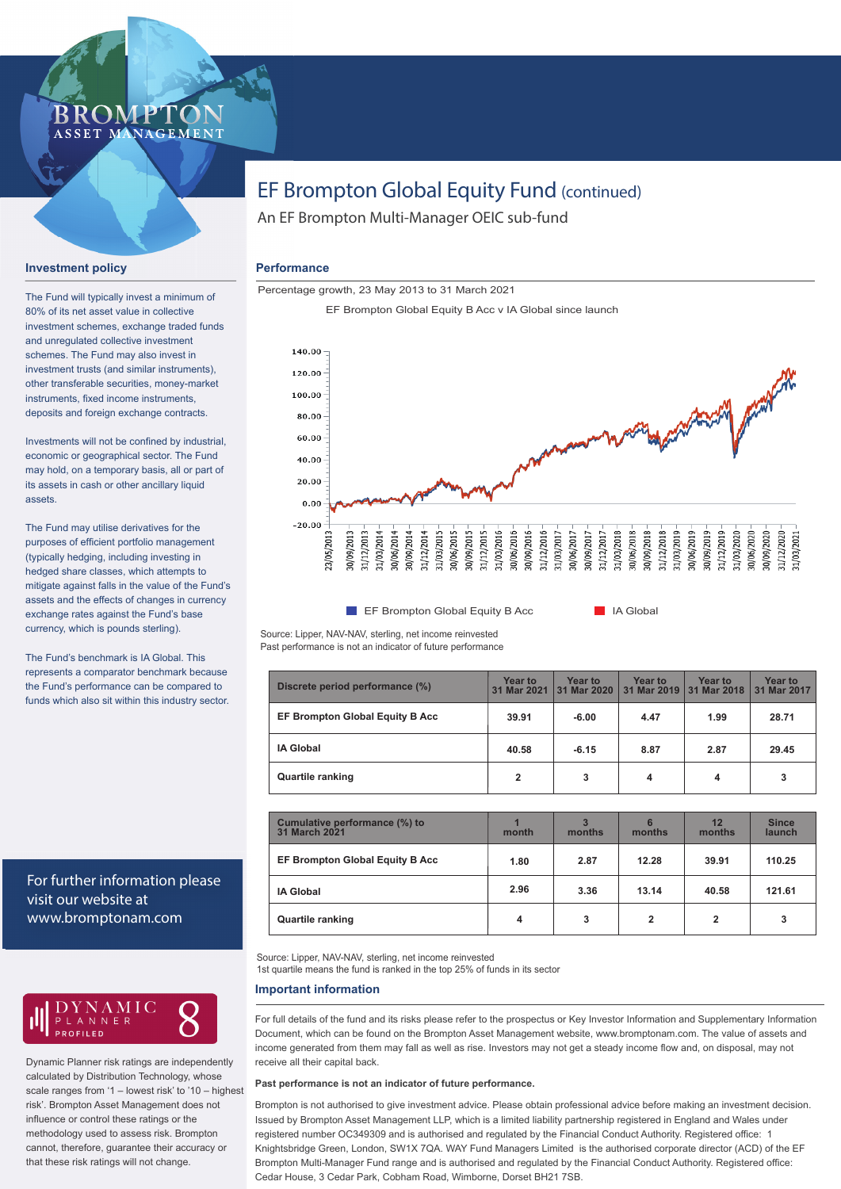# EF Brompton Global Equity Fund (continued)

An EF Brompton Multi-Manager OEIC sub-fund

## Investment policy

The Fund will typically invest a minimum of 80% of its net asset value in collective investment schemes, exchange traded funds and unregulated collective investment schemes. The Fund may also invest in investment trusts (and similar instruments), other transferable securities, money-market instruments, fixed income instruments, deposits and foreign exchange contracts.

Investments will not be confined by industrial, economic or geographical sector. The Fund may hold, on a temporary basis, all or part of its assets in cash or other ancillary liquid assets.

The Fund may utilise derivatives for the purposes of efficient portfolio management (typically hedging, including investing in hedged share classes, which attempts to mitigate against falls in the value of the Fund's assets and the effects of changes in currency exchange rates against the Fund's base currency, which is pounds sterling).

The Fund's benchmark is IA Global. This represents a comparator benchmark because the Fund's performance can be compared to funds which also sit within this industry sector.

For further information please visit our website at www.bromptonam.com

DYNAMIC PLANNER PROFILED 8

Dynamic Planner risk ratings are independently calculated by Distribution Technology, whose scale ranges from '1 – lowest risk' to '10 – highest risk'. Brompton Asset Management does not influence or control these ratings or the methodology used to assess risk. Brompton cannot, therefore, guarantee their accuracy or that these risk ratings will not change.

## Performance

Percentage growth, 23 May 2013 to 31 March 2021

EF Brompton Global Equity B Acc v IA Global since launch

140.00
120.00
100.00
80.00
60.00
40.00
20.00
0.00
-20.00

23/05/2013, 30/09/2013, 31/12/2013, 31/03/2014, 30/06/2014, 30/09/2014, 31/12/2014, 31/03/2015, 30/06/2015, 30/09/2015, 31/12/2015, 31/03/2016, 30/06/2016, 30/09/2016, 31/12/2016, 31/03/2017, 30/06/2017, 30/09/2017, 31/12/2017, 31/03/2018, 30/06/2018, 30/09/2018, 31/12/2018, 31/03/2019, 30/06/2019, 30/09/2019, 31/12/2019, 31/03/2020, 30/06/2020, 30/09/2020, 31/12/2020, 31/03/2021

EF Brompton Global Equity B Acc    IA Global

Source: Lipper, NAV-NAV, sterling, net income reinvested
Past performance is not an indicator of future performance

| Discrete period performance (%) | Year to 31 Mar 2021 | Year to 31 Mar 2020 | Year to 31 Mar 2019 | Year to 31 Mar 2018 | Year to 31 Mar 2017 |
|---|---|---|---|---|---|
| EF Brompton Global Equity B Acc | 39.91 | -6.00 | 4.47 | 1.99 | 28.71 |
| IA Global | 40.58 | -6.15 | 8.87 | 2.87 | 29.45 |
| Quartile ranking | 2 | 3 | 4 | 4 | 3 |

| Cumulative performance (%) to 31 March 2021 | 1 month | 3 months | 6 months | 12 months | Since launch |
|---|---|---|---|---|---|
| EF Brompton Global Equity B Acc | 1.80 | 2.87 | 12.28 | 39.91 | 110.25 |
| IA Global | 2.96 | 3.36 | 13.14 | 40.58 | 121.61 |
| Quartile ranking | 4 | 3 | 2 | 2 | 3 |

Source: Lipper, NAV-NAV, sterling, net income reinvested
1st quartile means the fund is ranked in the top 25% of funds in its sector

## Important information

For full details of the fund and its risks please refer to the prospectus or Key Investor Information and Supplementary Information Document, which can be found on the Brompton Asset Management website, www.bromptonam.com. The value of assets and income generated from them may fall as well as rise. Investors may not get a steady income flow and, on disposal, may not receive all their capital back.

**Past performance is not an indicator of future performance.**

Brompton is not authorised to give investment advice. Please obtain professional advice before making an investment decision. Issued by Brompton Asset Management LLP, which is a limited liability partnership registered in England and Wales under registered number OC349309 and is authorised and regulated by the Financial Conduct Authority. Registered office: 1 Knightsbridge Green, London, SW1X 7QA. WAY Fund Managers Limited is the authorised corporate director (ACD) of the EF Brompton Multi-Manager Fund range and is authorised and regulated by the Financial Conduct Authority. Registered office: Cedar House, 3 Cedar Park, Cobham Road, Wimborne, Dorset BH21 7SB.